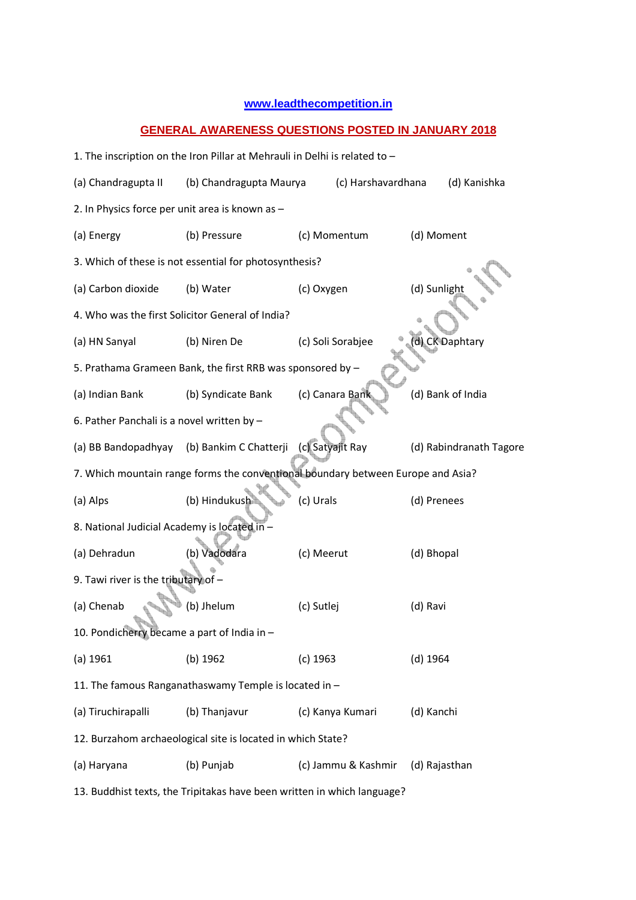www.leadthecompetition.in

## GENERAL AWARENESS QUESTIONS POSTED IN JANUARY 2018

1. The inscription on the Iron Pillar at Mehrauli in Delhi is related to –

(a) Chandragupta II (b) Chandragupta Maurya (c) Harshavardhana (d) Kanishka

2. In Physics force per unit area is known as –

(a) Energy (b) Pressure (c) Momentum (d) Moment

3. Which of these is not essential for photosynthesis?

(a) Carbon dioxide (b) Water (c) Oxygen (d) Sunlight

4. Who was the first Solicitor General of India?

(a) HN Sanyal (b) Niren De (c) Soli Sorabjee (d) CK Daphtary

5. Prathama Grameen Bank, the first RRB was sponsored by –

(a) Indian Bank (b) Syndicate Bank (c) Canara Bank (d) Bank of India

6. Pather Panchali is a novel written by –

(a) BB Bandopadhyay (b) Bankim C Chatterji (c) Satyajit Ray (d) Rabindranath Tagore

7. Which mountain range forms the conventional boundary between Europe and Asia?

(a) Alps (b) Hindukush (c) Urals (d) Prenees

8. National Judicial Academy is located in –

(a) Dehradun (b) Vadodara (c) Meerut (d) Bhopal

9. Tawi river is the tributary of –

(a) Chenab (b) Jhelum (c) Sutlej (d) Ravi

10. Pondicherry became a part of India in –

(a) 1961 (b) 1962 (c) 1963 (d) 1964

11. The famous Ranganathaswamy Temple is located in –

(a) Tiruchirapalli (b) Thanjavur (c) Kanya Kumari (d) Kanchi

12. Burzahom archaeological site is located in which State?

(a) Haryana (b) Punjab (c) Jammu & Kashmir (d) Rajasthan

13. Buddhist texts, the Tripitakas have been written in which language?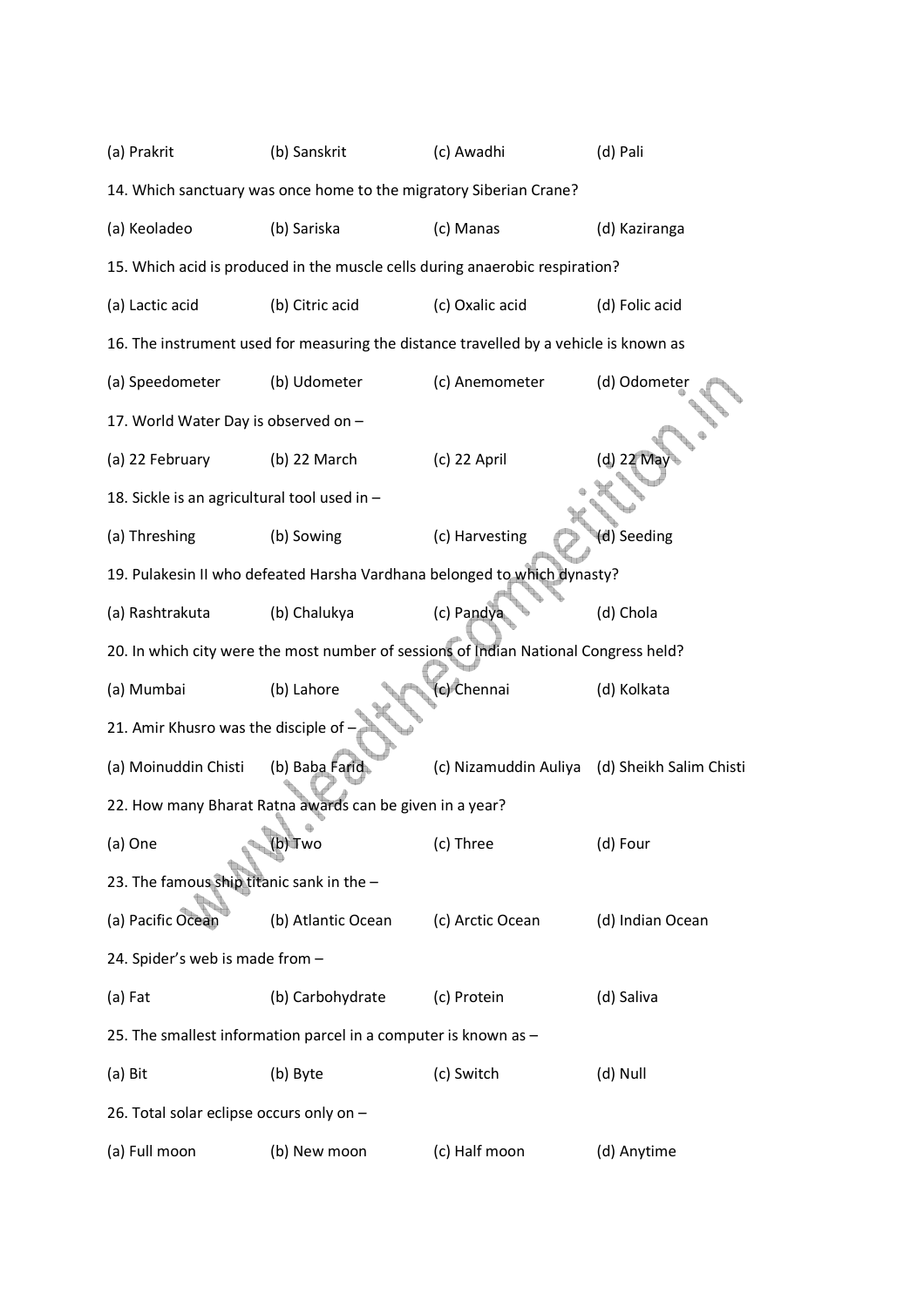(a) Prakrit (b) Sanskrit (c) Awadhi (d) Pali

14. Which sanctuary was once home to the migratory Siberian Crane?

(a) Keoladeo (b) Sariska (c) Manas (d) Kaziranga

15. Which acid is produced in the muscle cells during anaerobic respiration?

(a) Lactic acid (b) Citric acid (c) Oxalic acid (d) Folic acid

16. The instrument used for measuring the distance travelled by a vehicle is known as

(a) Speedometer (b) Udometer (c) Anemometer (d) Odometer

17. World Water Day is observed on –

(a) 22 February (b) 22 March (c) 22 April (d) 22 May

18. Sickle is an agricultural tool used in –

(a) Threshing (b) Sowing (c) Harvesting (d) Seeding

19. Pulakesin II who defeated Harsha Vardhana belonged to which dynasty?

(a) Rashtrakuta (b) Chalukya (c) Pandya (d) Chola

20. In which city were the most number of sessions of Indian National Congress held?

(a) Mumbai (b) Lahore (c) Chennai (d) Kolkata

21. Amir Khusro was the disciple of –

(a) Moinuddin Chisti (b) Baba Farid (c) Nizamuddin Auliya (d) Sheikh Salim Chisti

22. How many Bharat Ratna awards can be given in a year?

(a) One (b) Two (c) Three (d) Four

23. The famous ship titanic sank in the –

(a) Pacific Ocean (b) Atlantic Ocean (c) Arctic Ocean (d) Indian Ocean

24. Spider's web is made from –

(a) Fat (b) Carbohydrate (c) Protein (d) Saliva

25. The smallest information parcel in a computer is known as –

(a) Bit (b) Byte (c) Switch (d) Null

26. Total solar eclipse occurs only on –

(a) Full moon (b) New moon (c) Half moon (d) Anytime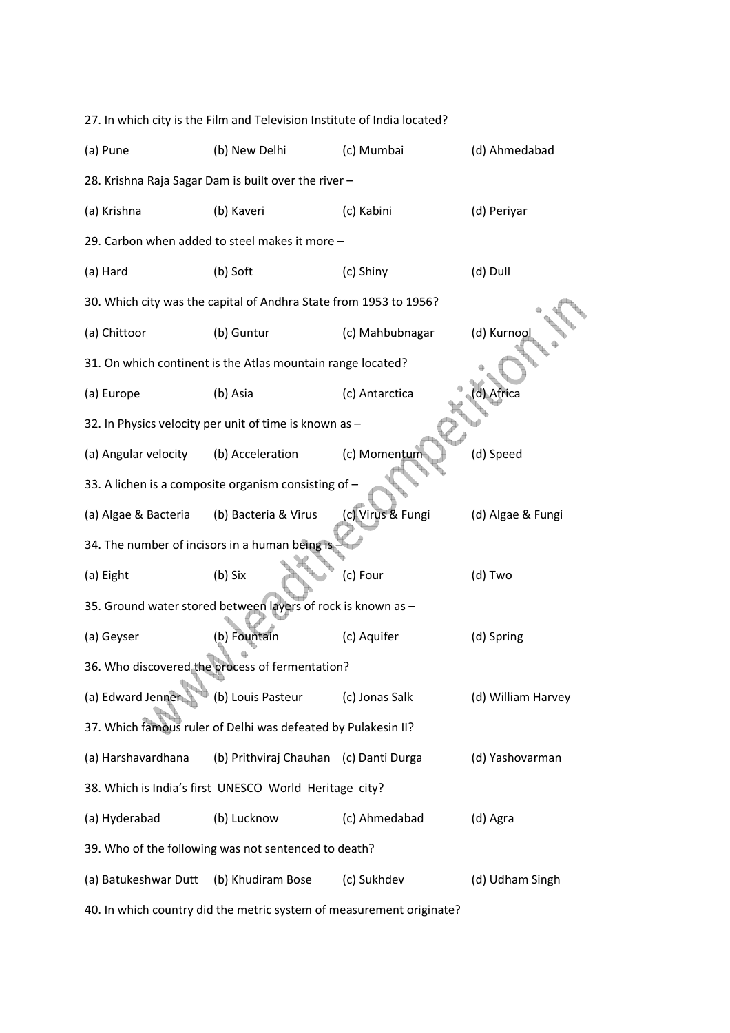27. In which city is the Film and Television Institute of India located?

(a) Pune (b) New Delhi (c) Mumbai (d) Ahmedabad

28. Krishna Raja Sagar Dam is built over the river –

(a) Krishna (b) Kaveri (c) Kabini (d) Periyar

29. Carbon when added to steel makes it more –

(a) Hard (b) Soft (c) Shiny (d) Dull

30. Which city was the capital of Andhra State from 1953 to 1956?

(a) Chittoor (b) Guntur (c) Mahbubnagar (d) Kurnool

31. On which continent is the Atlas mountain range located?

(a) Europe (b) Asia (c) Antarctica (d) Africa

32. In Physics velocity per unit of time is known as –

(a) Angular velocity (b) Acceleration (c) Momentum (d) Speed

33. A lichen is a composite organism consisting of –

(a) Algae & Bacteria (b) Bacteria & Virus (c) Virus & Fungi (d) Algae & Fungi

34. The number of incisors in a human being is –

(a) Eight (b) Six (c) Four (d) Two

35. Ground water stored between layers of rock is known as –

(a) Geyser (b) Fountain (c) Aquifer (d) Spring

36. Who discovered the process of fermentation?

(a) Edward Jenner (b) Louis Pasteur (c) Jonas Salk (d) William Harvey

37. Which famous ruler of Delhi was defeated by Pulakesin II?

(a) Harshavardhana (b) Prithviraj Chauhan (c) Danti Durga (d) Yashovarman

38. Which is India's first UNESCO World Heritage city?

(a) Hyderabad (b) Lucknow (c) Ahmedabad (d) Agra

39. Who of the following was not sentenced to death?

(a) Batukeshwar Dutt (b) Khudiram Bose (c) Sukhdev (d) Udham Singh

40. In which country did the metric system of measurement originate?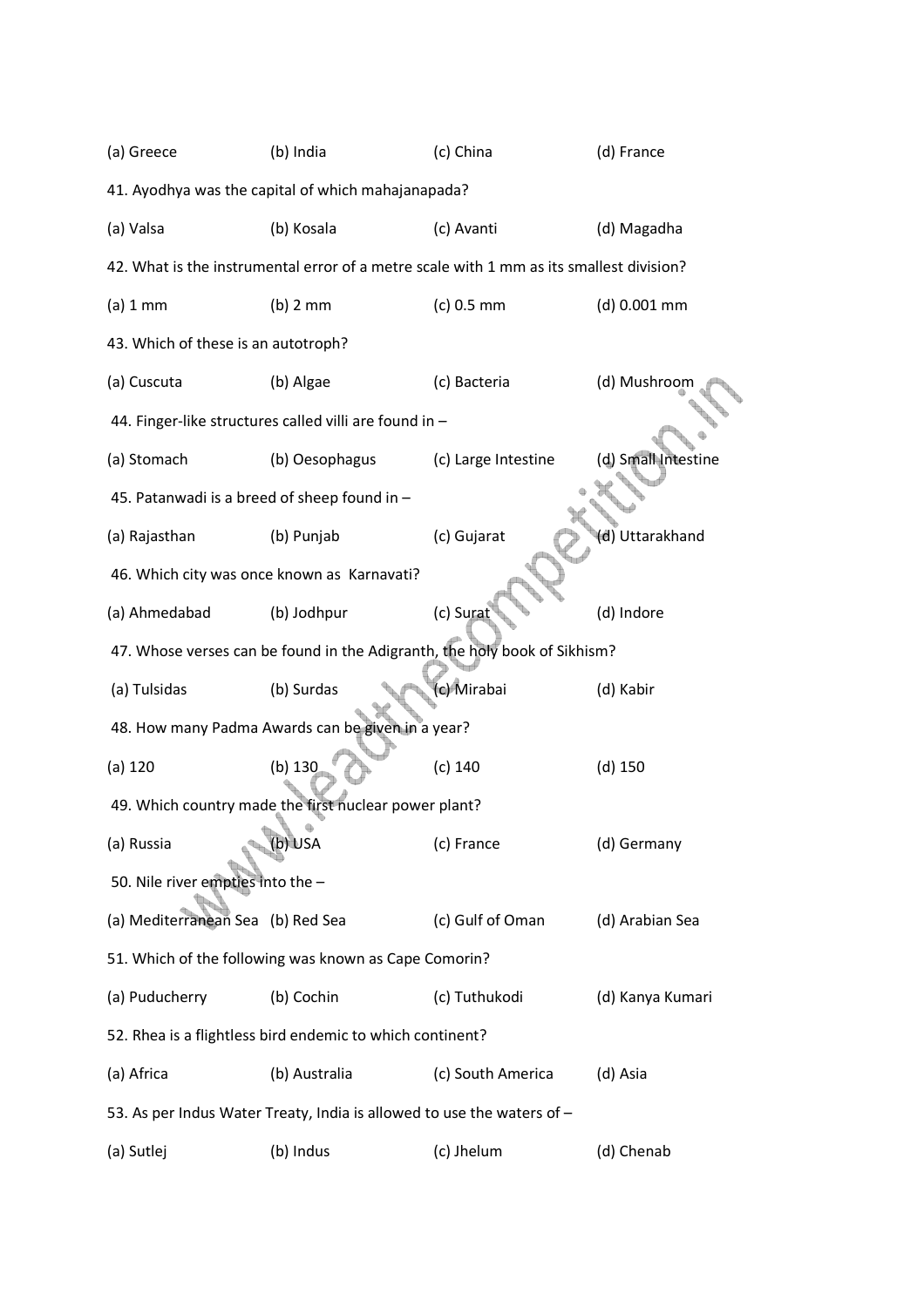(a) Greece (b) India (c) China (d) France

41. Ayodhya was the capital of which mahajanapada?

(a) Valsa (b) Kosala (c) Avanti (d) Magadha

42. What is the instrumental error of a metre scale with 1 mm as its smallest division?

(a) 1 mm (b) 2 mm (c) 0.5 mm (d) 0.001 mm

43. Which of these is an autotroph?

(a) Cuscuta (b) Algae (c) Bacteria (d) Mushroom

44. Finger-like structures called villi are found in –

(a) Stomach (b) Oesophagus (c) Large Intestine (d) Small Intestine

45. Patanwadi is a breed of sheep found in –

(a) Rajasthan (b) Punjab (c) Gujarat (d) Uttarakhand

46. Which city was once known as Karnavati?

(a) Ahmedabad (b) Jodhpur (c) Surat (d) Indore

47. Whose verses can be found in the Adigranth, the holy book of Sikhism?

(a) Tulsidas (b) Surdas (c) Mirabai (d) Kabir

48. How many Padma Awards can be given in a year?

(a) 120 (b) 130 (c) 140 (d) 150

49. Which country made the first nuclear power plant?

(a) Russia (b) USA (c) France (d) Germany

50. Nile river empties into the –

(a) Mediterranean Sea (b) Red Sea (c) Gulf of Oman (d) Arabian Sea

51. Which of the following was known as Cape Comorin?

(a) Puducherry (b) Cochin (c) Tuthukodi (d) Kanya Kumari

52. Rhea is a flightless bird endemic to which continent?

(a) Africa (b) Australia (c) South America (d) Asia

53. As per Indus Water Treaty, India is allowed to use the waters of –

(a) Sutlej (b) Indus (c) Jhelum (d) Chenab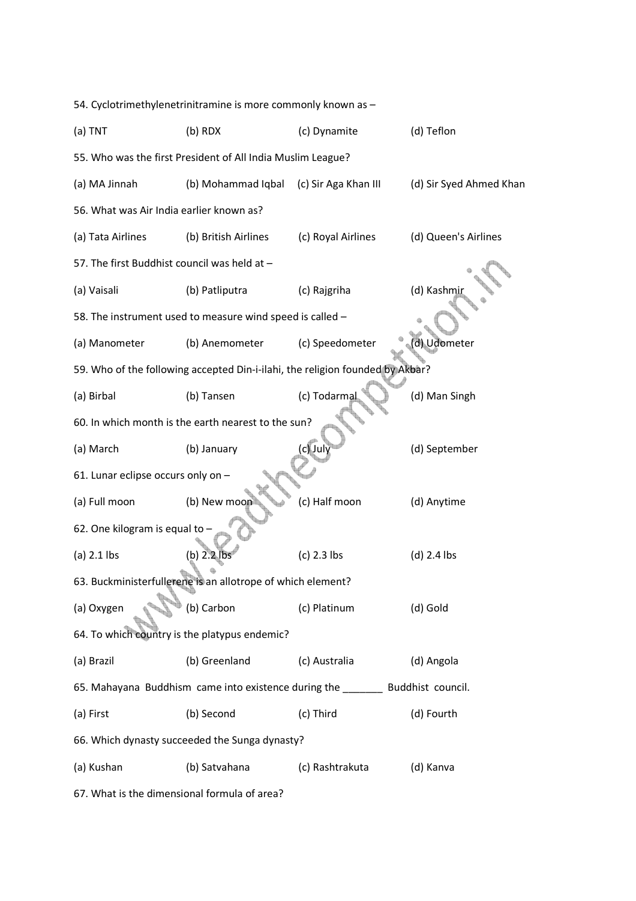54. Cyclotrimethylenetrinitramine is more commonly known as –

(a) TNT (b) RDX (c) Dynamite (d) Teflon

55. Who was the first President of All India Muslim League?

(a) MA Jinnah (b) Mohammad Iqbal (c) Sir Aga Khan III (d) Sir Syed Ahmed Khan

56. What was Air India earlier known as?

(a) Tata Airlines (b) British Airlines (c) Royal Airlines (d) Queen's Airlines

57. The first Buddhist council was held at –

(a) Vaisali (b) Patliputra (c) Rajgriha (d) Kashmir

58. The instrument used to measure wind speed is called –

(a) Manometer (b) Anemometer (c) Speedometer (d) Udometer

59. Who of the following accepted Din-i-ilahi, the religion founded by Akbar?

(a) Birbal (b) Tansen (c) Todarmal (d) Man Singh

60. In which month is the earth nearest to the sun?

(a) March (b) January (c) July (d) September

61. Lunar eclipse occurs only on –

(a) Full moon (b) New moon (c) Half moon (d) Anytime

62. One kilogram is equal to –

(a) 2.1 lbs (b) 2.2 lbs (c) 2.3 lbs (d) 2.4 lbs

63. Buckminsterfullerene is an allotrope of which element?

(a) Oxygen (b) Carbon (c) Platinum (d) Gold

64. To which country is the platypus endemic?

(a) Brazil (b) Greenland (c) Australia (d) Angola

65. Mahayana Buddhism came into existence during the _______ Buddhist council.

(a) First (b) Second (c) Third (d) Fourth

66. Which dynasty succeeded the Sunga dynasty?

(a) Kushan (b) Satvahana (c) Rashtrakuta (d) Kanva

67. What is the dimensional formula of area?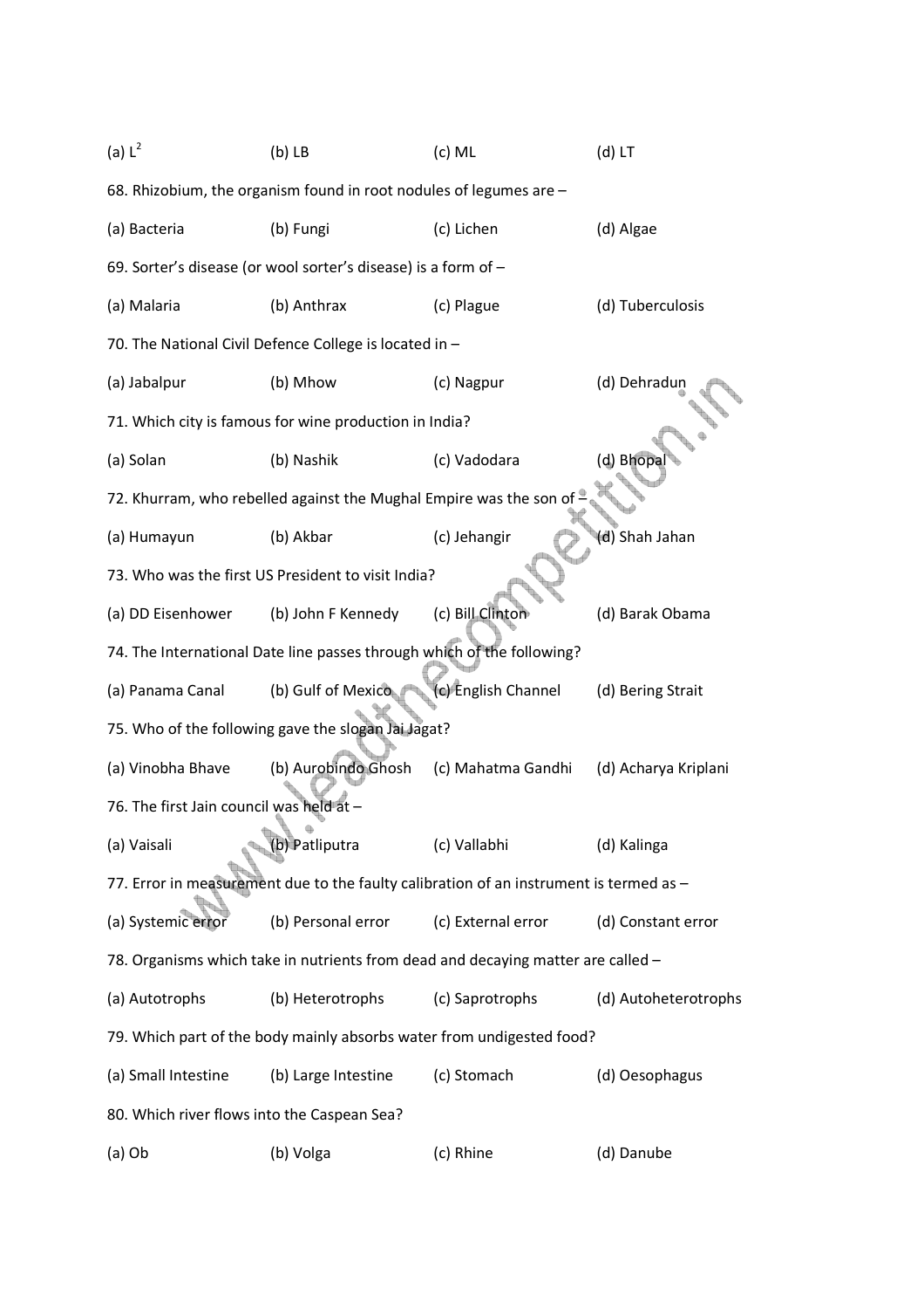(a) $L^2$ (b) LB (c) ML (d) LT

68. Rhizobium, the organism found in root nodules of legumes are –

(a) Bacteria (b) Fungi (c) Lichen (d) Algae

69. Sorter's disease (or wool sorter's disease) is a form of –

(a) Malaria (b) Anthrax (c) Plague (d) Tuberculosis

70. The National Civil Defence College is located in –

(a) Jabalpur (b) Mhow (c) Nagpur (d) Dehradun

71. Which city is famous for wine production in India?

(a) Solan (b) Nashik (c) Vadodara (d) Bhopal

72. Khurram, who rebelled against the Mughal Empire was the son of –

(a) Humayun (b) Akbar (c) Jehangir (d) Shah Jahan

73. Who was the first US President to visit India?

(a) DD Eisenhower (b) John F Kennedy (c) Bill Clinton (d) Barak Obama

74. The International Date line passes through which of the following?

(a) Panama Canal (b) Gulf of Mexico (c) English Channel (d) Bering Strait

75. Who of the following gave the slogan Jai Jagat?

(a) Vinobha Bhave (b) Aurobindo Ghosh (c) Mahatma Gandhi (d) Acharya Kriplani

76. The first Jain council was held at –

(a) Vaisali (b) Patliputra (c) Vallabhi (d) Kalinga

77. Error in measurement due to the faulty calibration of an instrument is termed as –

(a) Systemic error (b) Personal error (c) External error (d) Constant error

78. Organisms which take in nutrients from dead and decaying matter are called –

(a) Autotrophs (b) Heterotrophs (c) Saprotrophs (d) Autoheterotrophs

79. Which part of the body mainly absorbs water from undigested food?

(a) Small Intestine (b) Large Intestine (c) Stomach (d) Oesophagus

80. Which river flows into the Caspean Sea?

(a) Ob (b) Volga (c) Rhine (d) Danube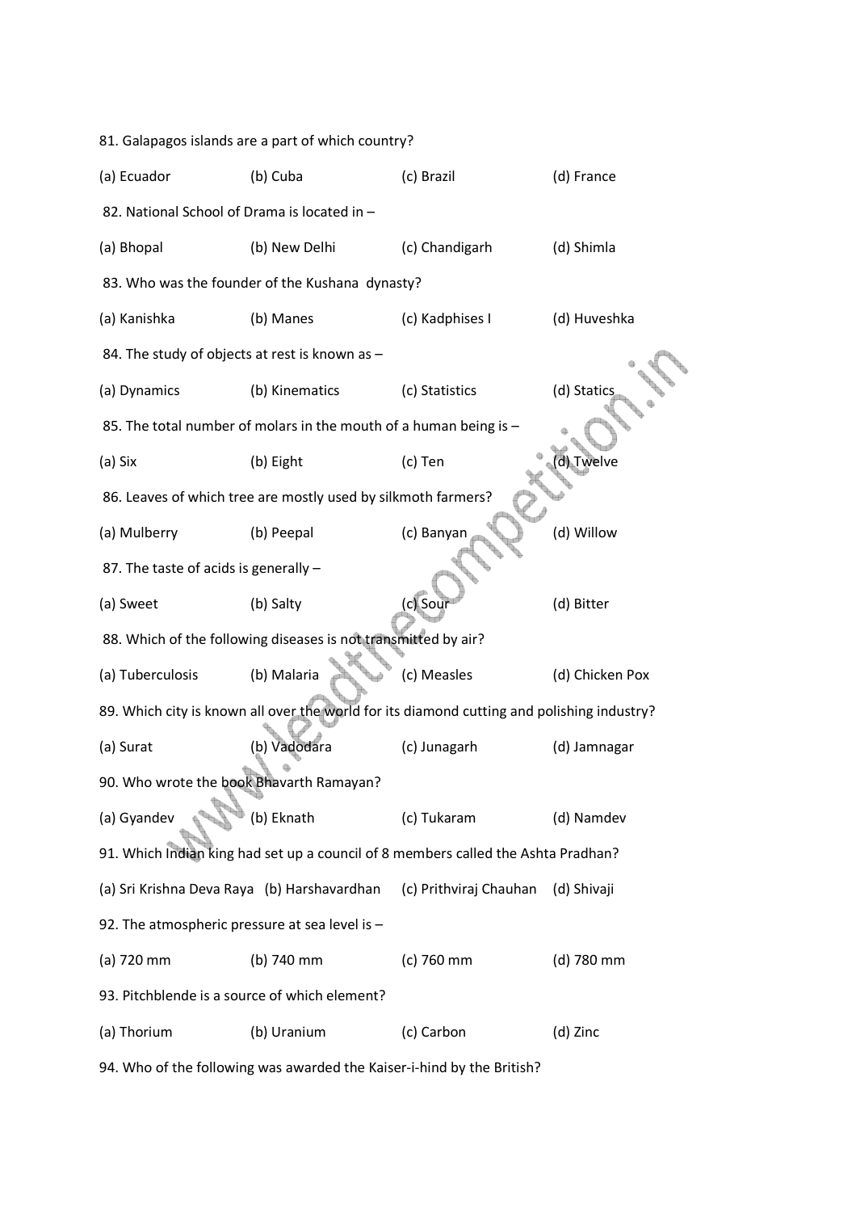81. Galapagos islands are a part of which country?

(a) Ecuador (b) Cuba (c) Brazil (d) France

82. National School of Drama is located in –

(a) Bhopal (b) New Delhi (c) Chandigarh (d) Shimla

83. Who was the founder of the Kushana dynasty?

(a) Kanishka (b) Manes (c) Kadphises I (d) Huveshka

84. The study of objects at rest is known as –

(a) Dynamics (b) Kinematics (c) Statistics (d) Statics

85. The total number of molars in the mouth of a human being is –

(a) Six (b) Eight (c) Ten (d) Twelve

86. Leaves of which tree are mostly used by silkmoth farmers?

(a) Mulberry (b) Peepal (c) Banyan (d) Willow

87. The taste of acids is generally –

(a) Sweet (b) Salty (c) Sour (d) Bitter

88. Which of the following diseases is not transmitted by air?

(a) Tuberculosis (b) Malaria (c) Measles (d) Chicken Pox

89. Which city is known all over the world for its diamond cutting and polishing industry?

(a) Surat (b) Vadodara (c) Junagarh (d) Jamnagar

90. Who wrote the book Bhavarth Ramayan?

(a) Gyandev (b) Eknath (c) Tukaram (d) Namdev

91. Which Indian king had set up a council of 8 members called the Ashta Pradhan?

(a) Sri Krishna Deva Raya (b) Harshavardhan (c) Prithviraj Chauhan (d) Shivaji

92. The atmospheric pressure at sea level is –

(a) 720 mm (b) 740 mm (c) 760 mm (d) 780 mm

93. Pitchblende is a source of which element?

(a) Thorium (b) Uranium (c) Carbon (d) Zinc

94. Who of the following was awarded the Kaiser-i-hind by the British?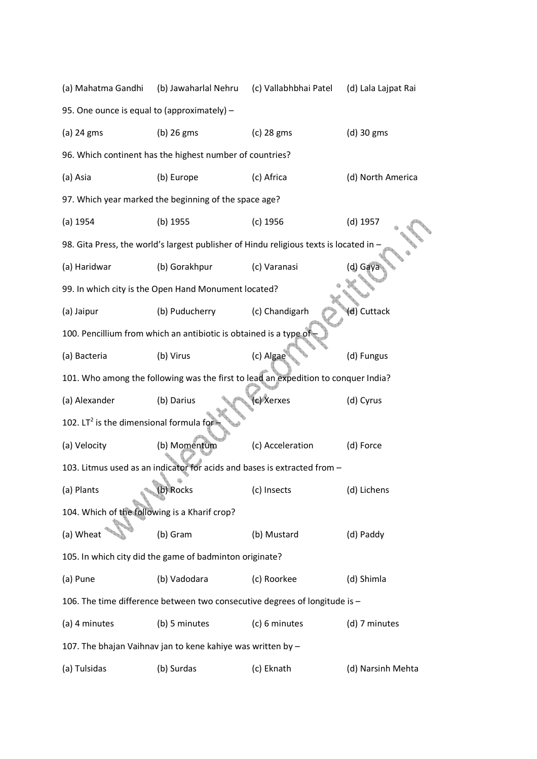(a) Mahatma Gandhi (b) Jawaharlal Nehru (c) Vallabhbhai Patel (d) Lala Lajpat Rai

95. One ounce is equal to (approximately) –

(a) 24 gms (b) 26 gms (c) 28 gms (d) 30 gms

96. Which continent has the highest number of countries?

(a) Asia (b) Europe (c) Africa (d) North America

97. Which year marked the beginning of the space age?

(a) 1954 (b) 1955 (c) 1956 (d) 1957

98. Gita Press, the world's largest publisher of Hindu religious texts is located in –

(a) Haridwar (b) Gorakhpur (c) Varanasi (d) Gaya

99. In which city is the Open Hand Monument located?

(a) Jaipur (b) Puducherry (c) Chandigarh (d) Cuttack

100. Pencillium from which an antibiotic is obtained is a type of –

(a) Bacteria (b) Virus (c) Algae (d) Fungus

101. Who among the following was the first to lead an expedition to conquer India?

(a) Alexander (b) Darius (c) Xerxes (d) Cyrus

102. $LT^2$ is the dimensional formula for –

(a) Velocity (b) Momentum (c) Acceleration (d) Force

103. Litmus used as an indicator for acids and bases is extracted from –

(a) Plants (b) Rocks (c) Insects (d) Lichens

104. Which of the following is a Kharif crop?

(a) Wheat (b) Gram (b) Mustard (d) Paddy

105. In which city did the game of badminton originate?

(a) Pune (b) Vadodara (c) Roorkee (d) Shimla

106. The time difference between two consecutive degrees of longitude is –

(a) 4 minutes (b) 5 minutes (c) 6 minutes (d) 7 minutes

107. The bhajan Vaihnav jan to kene kahiye was written by –

(a) Tulsidas (b) Surdas (c) Eknath (d) Narsinh Mehta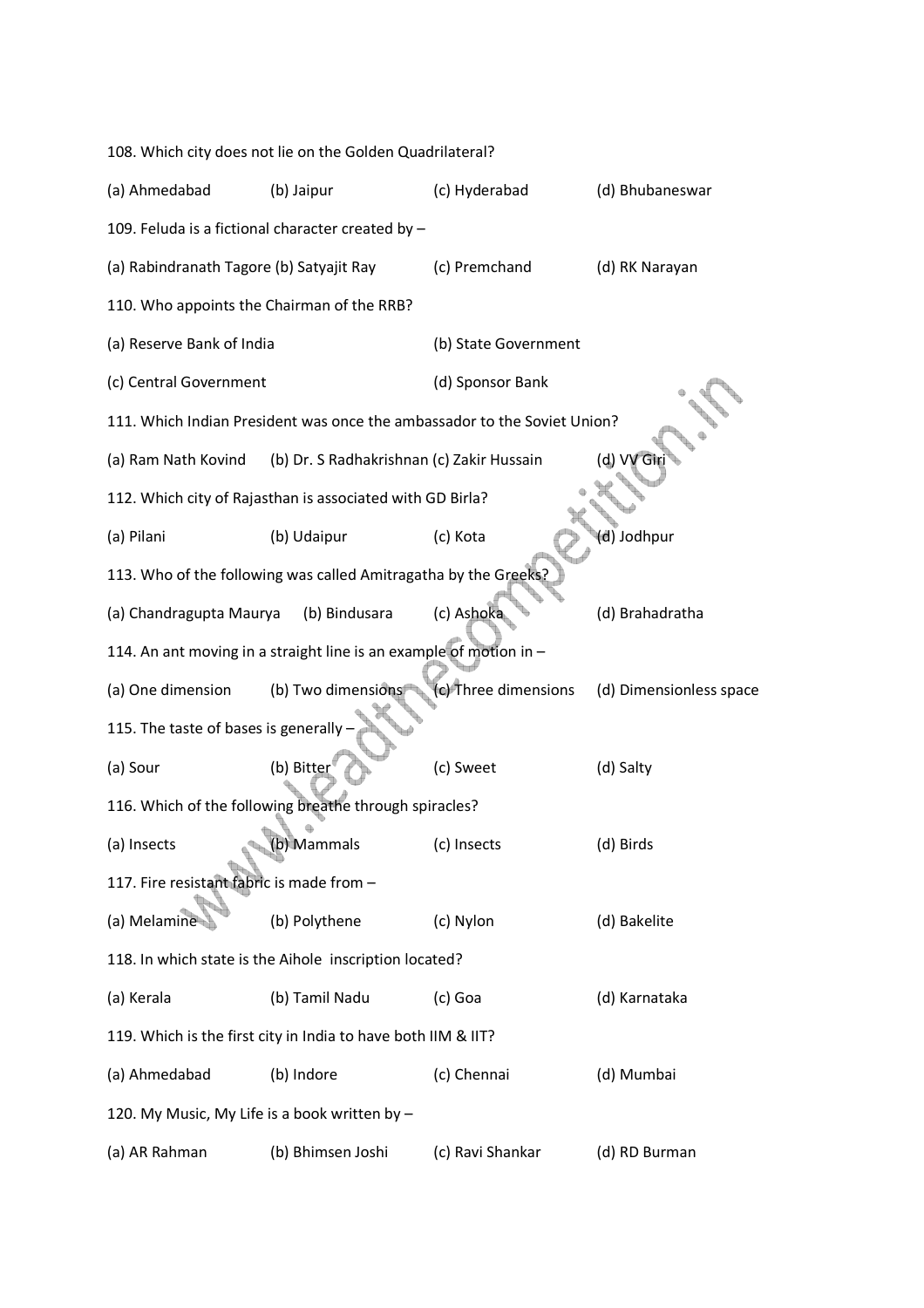108. Which city does not lie on the Golden Quadrilateral?

(a) Ahmedabad (b) Jaipur (c) Hyderabad (d) Bhubaneswar

109. Feluda is a fictional character created by –

(a) Rabindranath Tagore (b) Satyajit Ray (c) Premchand (d) RK Narayan

110. Who appoints the Chairman of the RRB?

(a) Reserve Bank of India (b) State Government

(c) Central Government (d) Sponsor Bank

111. Which Indian President was once the ambassador to the Soviet Union?

(a) Ram Nath Kovind (b) Dr. S Radhakrishnan (c) Zakir Hussain (d) VV Giri

112. Which city of Rajasthan is associated with GD Birla?

(a) Pilani (b) Udaipur (c) Kota (d) Jodhpur

113. Who of the following was called Amitragatha by the Greeks?

(a) Chandragupta Maurya (b) Bindusara (c) Ashoka (d) Brahadratha

114. An ant moving in a straight line is an example of motion in –

(a) One dimension (b) Two dimensions (c) Three dimensions (d) Dimensionless space

115. The taste of bases is generally –

(a) Sour (b) Bitter (c) Sweet (d) Salty

116. Which of the following breathe through spiracles?

(a) Insects (b) Mammals (c) Insects (d) Birds

117. Fire resistant fabric is made from –

(a) Melamine (b) Polythene (c) Nylon (d) Bakelite

118. In which state is the Aihole inscription located?

(a) Kerala (b) Tamil Nadu (c) Goa (d) Karnataka

119. Which is the first city in India to have both IIM & IIT?

(a) Ahmedabad (b) Indore (c) Chennai (d) Mumbai

120. My Music, My Life is a book written by –

(a) AR Rahman (b) Bhimsen Joshi (c) Ravi Shankar (d) RD Burman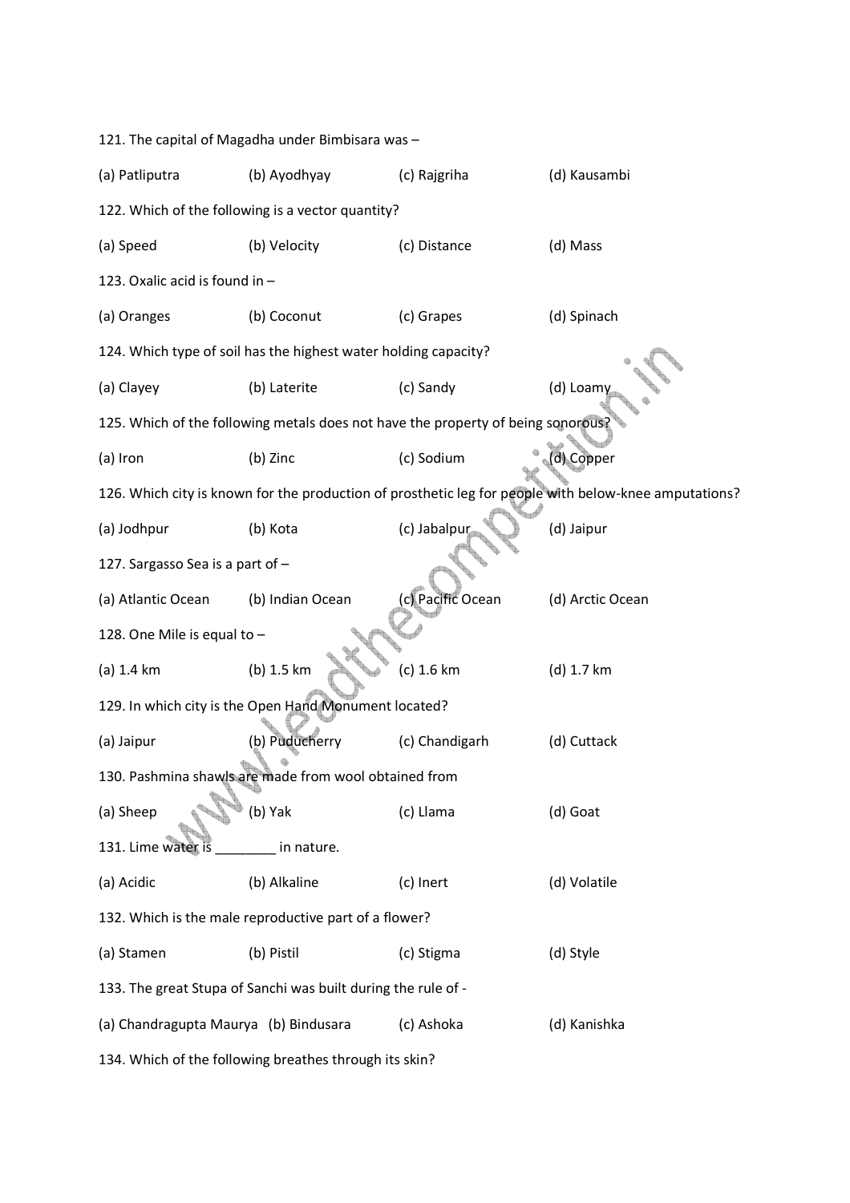121. The capital of Magadha under Bimbisara was –

(a) Patliputra (b) Ayodhyay (c) Rajgriha (d) Kausambi

122. Which of the following is a vector quantity?

(a) Speed (b) Velocity (c) Distance (d) Mass

123. Oxalic acid is found in –

(a) Oranges (b) Coconut (c) Grapes (d) Spinach

124. Which type of soil has the highest water holding capacity?

(a) Clayey (b) Laterite (c) Sandy (d) Loamy

125. Which of the following metals does not have the property of being sonorous?

(a) Iron (b) Zinc (c) Sodium (d) Copper

126. Which city is known for the production of prosthetic leg for people with below-knee amputations?

(a) Jodhpur (b) Kota (c) Jabalpur (d) Jaipur

127. Sargasso Sea is a part of –

(a) Atlantic Ocean (b) Indian Ocean (c) Pacific Ocean (d) Arctic Ocean

128. One Mile is equal to –

(a) 1.4 km (b) 1.5 km (c) 1.6 km (d) 1.7 km

129. In which city is the Open Hand Monument located?

(a) Jaipur (b) Puducherry (c) Chandigarh (d) Cuttack

130. Pashmina shawls are made from wool obtained from

(a) Sheep (b) Yak (c) Llama (d) Goat

131. Lime water is ________ in nature.

(a) Acidic (b) Alkaline (c) Inert (d) Volatile

132. Which is the male reproductive part of a flower?

(a) Stamen (b) Pistil (c) Stigma (d) Style

133. The great Stupa of Sanchi was built during the rule of -

(a) Chandragupta Maurya (b) Bindusara (c) Ashoka (d) Kanishka

134. Which of the following breathes through its skin?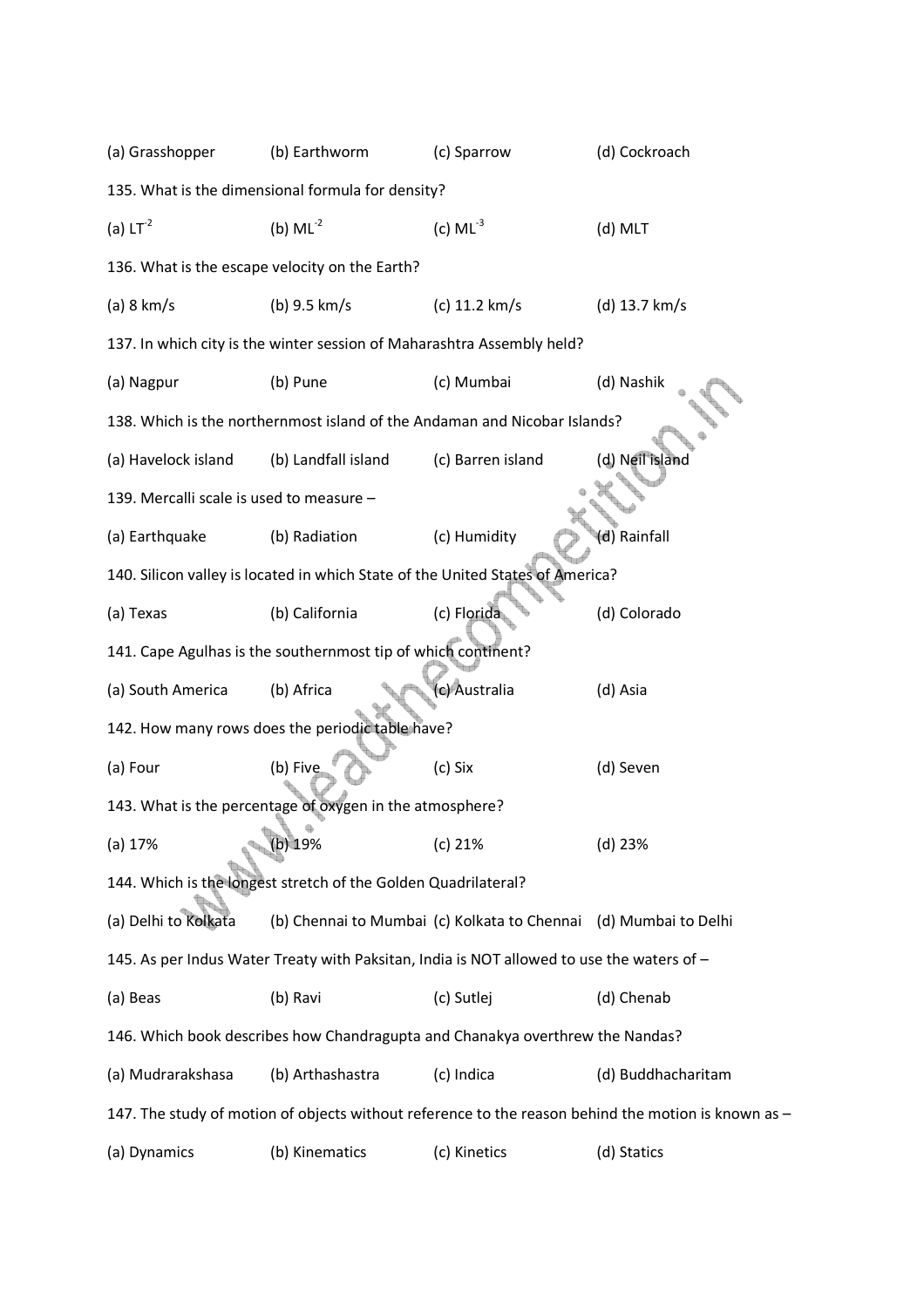(a) Grasshopper (b) Earthworm (c) Sparrow (d) Cockroach

135. What is the dimensional formula for density?

(a) $LT^{-2}$ (b) $ML^{-2}$ (c) $ML^{-3}$ (d) MLT

136. What is the escape velocity on the Earth?

(a) 8 km/s (b) 9.5 km/s (c) 11.2 km/s (d) 13.7 km/s

137. In which city is the winter session of Maharashtra Assembly held?

(a) Nagpur (b) Pune (c) Mumbai (d) Nashik

138. Which is the northernmost island of the Andaman and Nicobar Islands?

(a) Havelock island (b) Landfall island (c) Barren island (d) Neil island

139. Mercalli scale is used to measure –

(a) Earthquake (b) Radiation (c) Humidity (d) Rainfall

140. Silicon valley is located in which State of the United States of America?

(a) Texas (b) California (c) Florida (d) Colorado

141. Cape Agulhas is the southernmost tip of which continent?

(a) South America (b) Africa (c) Australia (d) Asia

142. How many rows does the periodic table have?

(a) Four (b) Five (c) Six (d) Seven

143. What is the percentage of oxygen in the atmosphere?

(a) 17% (b) 19% (c) 21% (d) 23%

144. Which is the longest stretch of the Golden Quadrilateral?

(a) Delhi to Kolkata (b) Chennai to Mumbai (c) Kolkata to Chennai (d) Mumbai to Delhi

145. As per Indus Water Treaty with Paksitan, India is NOT allowed to use the waters of –

(a) Beas (b) Ravi (c) Sutlej (d) Chenab

146. Which book describes how Chandragupta and Chanakya overthrew the Nandas?

(a) Mudrarakshasa (b) Arthashastra (c) Indica (d) Buddhacharitam

147. The study of motion of objects without reference to the reason behind the motion is known as –

(a) Dynamics (b) Kinematics (c) Kinetics (d) Statics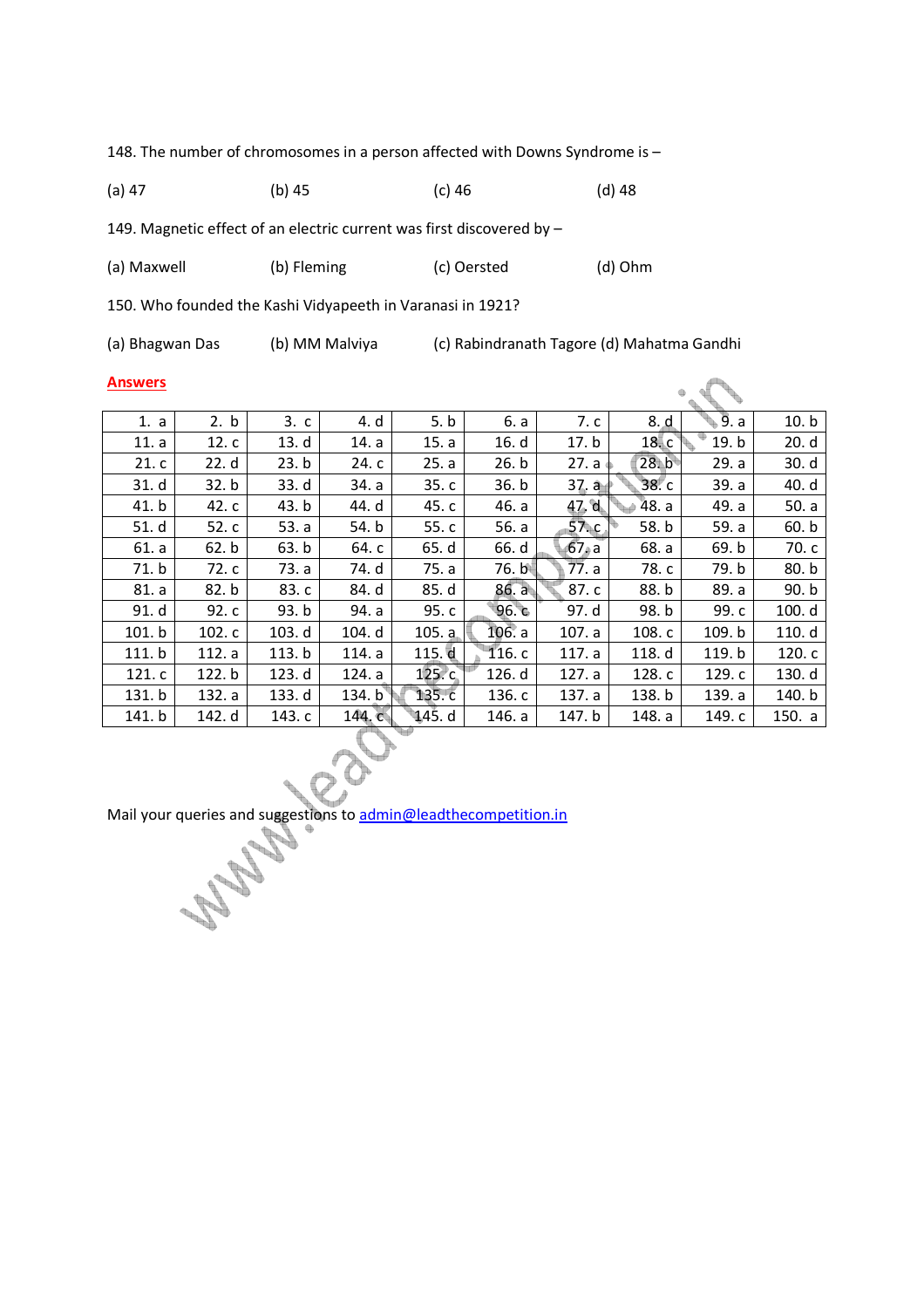148. The number of chromosomes in a person affected with Downs Syndrome is –

(a) 47 (b) 45 (c) 46 (d) 48

149. Magnetic effect of an electric current was first discovered by –

(a) Maxwell (b) Fleming (c) Oersted (d) Ohm

150. Who founded the Kashi Vidyapeeth in Varanasi in 1921?

(a) Bhagwan Das (b) MM Malviya (c) Rabindranath Tagore (d) Mahatma Gandhi

**Answers**

| | | | | | | | | | |
|---|---|---|---|---|---|---|---|---|---|
| 1. a | 2. b | 3. c | 4. d | 5. b | 6. a | 7. c | 8. d | 9. a | 10. b |
| 11. a | 12. c | 13. d | 14. a | 15. a | 16. d | 17. b | 18. c | 19. b | 20. d |
| 21. c | 22. d | 23. b | 24. c | 25. a | 26. b | 27. a | 28. b | 29. a | 30. d |
| 31. d | 32. b | 33. d | 34. a | 35. c | 36. b | 37. a | 38. c | 39. a | 40. d |
| 41. b | 42. c | 43. b | 44. d | 45. c | 46. a | 47. d | 48. a | 49. a | 50. a |
| 51. d | 52. c | 53. a | 54. b | 55. c | 56. a | 57. c | 58. b | 59. a | 60. b |
| 61. a | 62. b | 63. b | 64. c | 65. d | 66. d | 67. a | 68. a | 69. b | 70. c |
| 71. b | 72. c | 73. a | 74. d | 75. a | 76. b | 77. a | 78. c | 79. b | 80. b |
| 81. a | 82. b | 83. c | 84. d | 85. d | 86. a | 87. c | 88. b | 89. a | 90. b |
| 91. d | 92. c | 93. b | 94. a | 95. c | 96. c | 97. d | 98. b | 99. c | 100. d |
| 101. b | 102. c | 103. d | 104. d | 105. a | 106. a | 107. a | 108. c | 109. b | 110. d |
| 111. b | 112. a | 113. b | 114. a | 115. d | 116. c | 117. a | 118. d | 119. b | 120. c |
| 121. c | 122. b | 123. d | 124. a | 125. c | 126. d | 127. a | 128. c | 129. c | 130. d |
| 131. b | 132. a | 133. d | 134. b | 135. c | 136. c | 137. a | 138. b | 139. a | 140. b |
| 141. b | 142. d | 143. c | 144. c | 145. d | 146. a | 147. b | 148. a | 149. c | 150. a |

Mail your queries and suggestions to admin@leadthecompetition.in